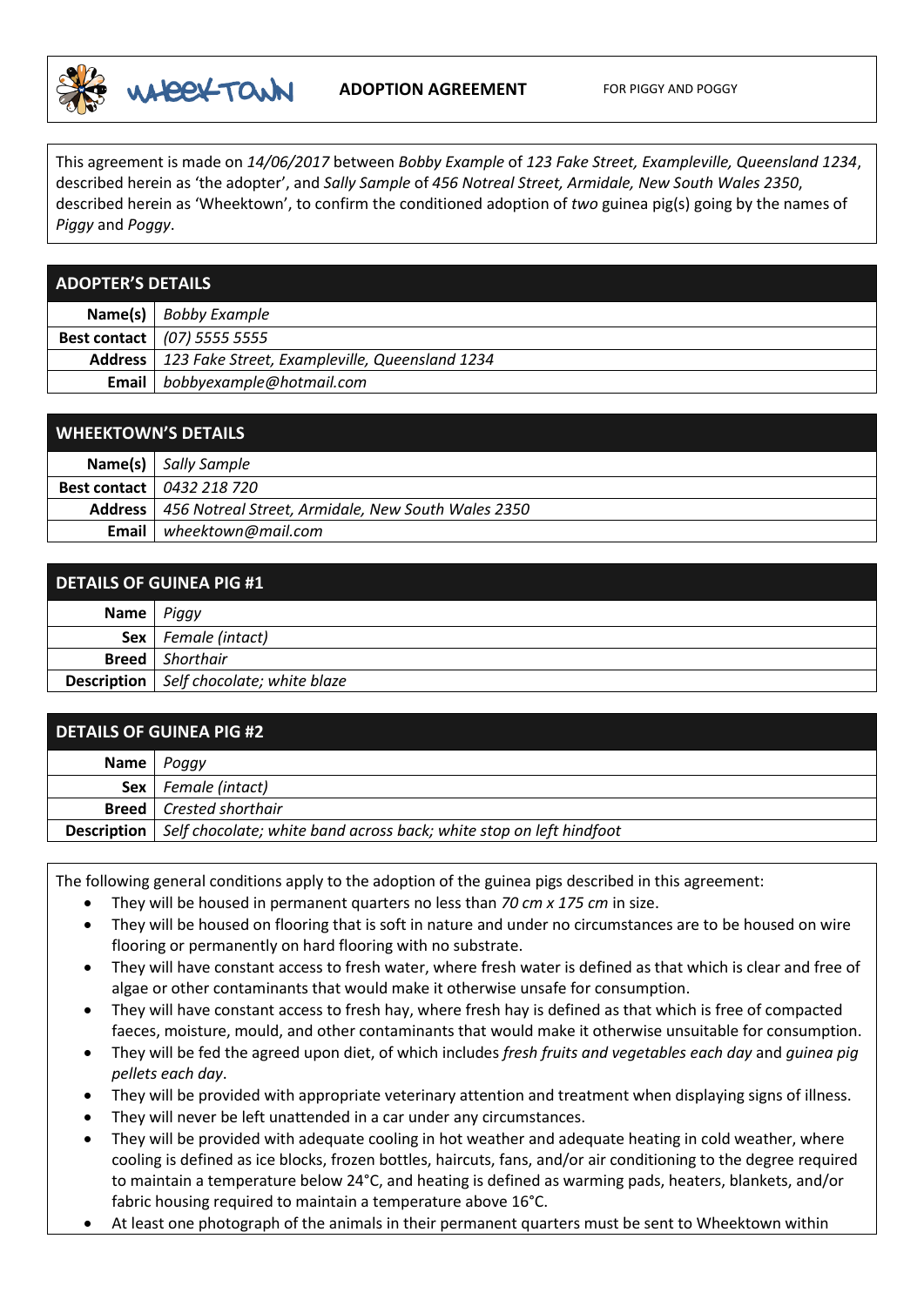WHEEKTOWN **ADOPTION AGREEMENT** FOR PIGGY AND POGGY

This agreement is made on *14/06/2017* between *Bobby Example* of *123 Fake Street, Exampleville, Queensland 1234*, described herein as 'the adopter', and *Sally Sample* of *456 Notreal Street, Armidale, New South Wales 2350*, described herein as 'Wheektown', to confirm the conditioned adoption of *two* guinea pig(s) going by the names of *Piggy* and *Poggy*.

| ADOPTER'S DETAILS | |
|---|---|
| **Name(s)** | *Bobby Example* |
| **Best contact** | *(07) 5555 5555* |
| **Address** | *123 Fake Street, Exampleville, Queensland 1234* |
| **Email** | *bobbyexample@hotmail.com* |

| WHEEKTOWN'S DETAILS | |
|---|---|
| **Name(s)** | *Sally Sample* |
| **Best contact** | *0432 218 720* |
| **Address** | *456 Notreal Street, Armidale, New South Wales 2350* |
| **Email** | *wheektown@mail.com* |

| DETAILS OF GUINEA PIG #1 | |
|---|---|
| **Name** | *Piggy* |
| **Sex** | *Female (intact)* |
| **Breed** | *Shorthair* |
| **Description** | *Self chocolate; white blaze* |

| DETAILS OF GUINEA PIG #2 | |
|---|---|
| **Name** | *Poggy* |
| **Sex** | *Female (intact)* |
| **Breed** | *Crested shorthair* |
| **Description** | *Self chocolate; white band across back; white stop on left hindfoot* |

The following general conditions apply to the adoption of the guinea pigs described in this agreement:

- They will be housed in permanent quarters no less than *70 cm x 175 cm* in size.
- They will be housed on flooring that is soft in nature and under no circumstances are to be housed on wire flooring or permanently on hard flooring with no substrate.
- They will have constant access to fresh water, where fresh water is defined as that which is clear and free of algae or other contaminants that would make it otherwise unsafe for consumption.
- They will have constant access to fresh hay, where fresh hay is defined as that which is free of compacted faeces, moisture, mould, and other contaminants that would make it otherwise unsuitable for consumption.
- They will be fed the agreed upon diet, of which includes *fresh fruits and vegetables each day* and *guinea pig pellets each day*.
- They will be provided with appropriate veterinary attention and treatment when displaying signs of illness.
- They will never be left unattended in a car under any circumstances.
- They will be provided with adequate cooling in hot weather and adequate heating in cold weather, where cooling is defined as ice blocks, frozen bottles, haircuts, fans, and/or air conditioning to the degree required to maintain a temperature below 24°C, and heating is defined as warming pads, heaters, blankets, and/or fabric housing required to maintain a temperature above 16°C.
- At least one photograph of the animals in their permanent quarters must be sent to Wheektown within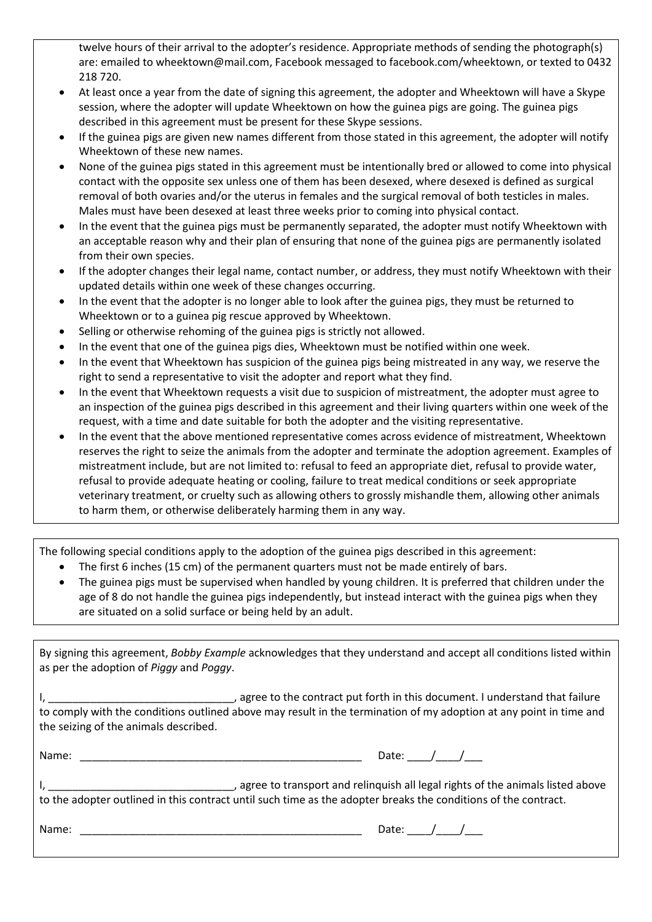twelve hours of their arrival to the adopter's residence. Appropriate methods of sending the photograph(s) are: emailed to wheektown@mail.com, Facebook messaged to facebook.com/wheektown, or texted to 0432 218 720.

- At least once a year from the date of signing this agreement, the adopter and Wheektown will have a Skype session, where the adopter will update Wheektown on how the guinea pigs are going. The guinea pigs described in this agreement must be present for these Skype sessions.
- If the guinea pigs are given new names different from those stated in this agreement, the adopter will notify Wheektown of these new names.
- None of the guinea pigs stated in this agreement must be intentionally bred or allowed to come into physical contact with the opposite sex unless one of them has been desexed, where desexed is defined as surgical removal of both ovaries and/or the uterus in females and the surgical removal of both testicles in males. Males must have been desexed at least three weeks prior to coming into physical contact.
- In the event that the guinea pigs must be permanently separated, the adopter must notify Wheektown with an acceptable reason why and their plan of ensuring that none of the guinea pigs are permanently isolated from their own species.
- If the adopter changes their legal name, contact number, or address, they must notify Wheektown with their updated details within one week of these changes occurring.
- In the event that the adopter is no longer able to look after the guinea pigs, they must be returned to Wheektown or to a guinea pig rescue approved by Wheektown.
- Selling or otherwise rehoming of the guinea pigs is strictly not allowed.
- In the event that one of the guinea pigs dies, Wheektown must be notified within one week.
- In the event that Wheektown has suspicion of the guinea pigs being mistreated in any way, we reserve the right to send a representative to visit the adopter and report what they find.
- In the event that Wheektown requests a visit due to suspicion of mistreatment, the adopter must agree to an inspection of the guinea pigs described in this agreement and their living quarters within one week of the request, with a time and date suitable for both the adopter and the visiting representative.
- In the event that the above mentioned representative comes across evidence of mistreatment, Wheektown reserves the right to seize the animals from the adopter and terminate the adoption agreement. Examples of mistreatment include, but are not limited to: refusal to feed an appropriate diet, refusal to provide water, refusal to provide adequate heating or cooling, failure to treat medical conditions or seek appropriate veterinary treatment, or cruelty such as allowing others to grossly mishandle them, allowing other animals to harm them, or otherwise deliberately harming them in any way.

The following special conditions apply to the adoption of the guinea pigs described in this agreement:

- The first 6 inches (15 cm) of the permanent quarters must not be made entirely of bars.
- The guinea pigs must be supervised when handled by young children. It is preferred that children under the age of 8 do not handle the guinea pigs independently, but instead interact with the guinea pigs when they are situated on a solid surface or being held by an adult.

By signing this agreement, *Bobby Example* acknowledges that they understand and accept all conditions listed within as per the adoption of *Piggy* and *Poggy*.

I, ______________________________, agree to the contract put forth in this document. I understand that failure to comply with the conditions outlined above may result in the termination of my adoption at any point in time and the seizing of the animals described.

Name: ______________________________________________ Date: ____/____/___

I, ______________________________, agree to transport and relinquish all legal rights of the animals listed above to the adopter outlined in this contract until such time as the adopter breaks the conditions of the contract.

Name: ______________________________________________ Date: ____/____/___